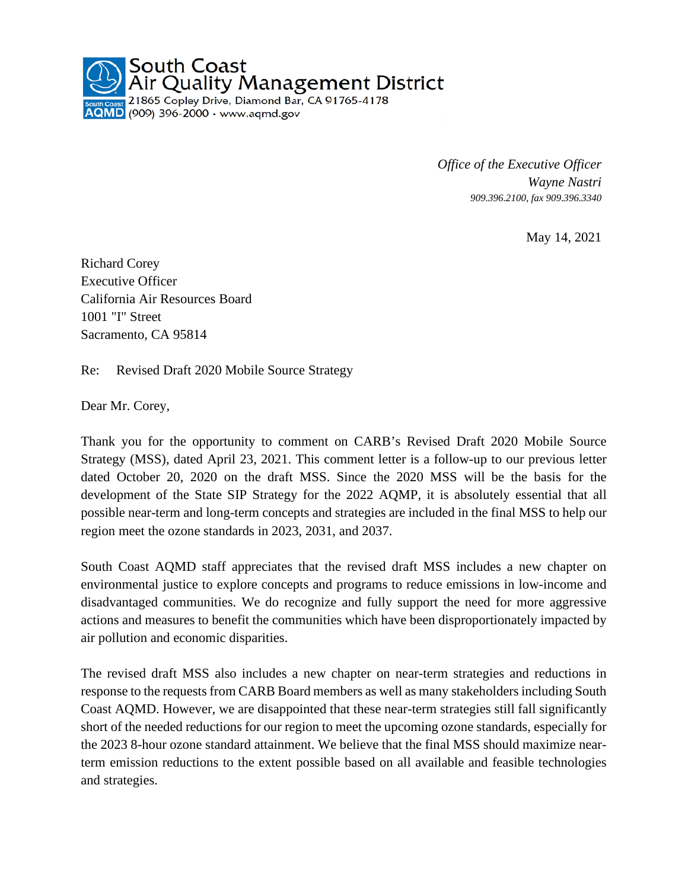**South Coast Air Quality Management District**
21865 Copley Drive, Diamond Bar, CA 91765-4178
(909) 396-2000 · www.aqmd.gov

*Office of the Executive Officer*
*Wayne Nastri*
*909.396.2100, fax 909.396.3340*

May 14, 2021

Richard Corey
Executive Officer
California Air Resources Board
1001 "I" Street
Sacramento, CA 95814

Re: Revised Draft 2020 Mobile Source Strategy

Dear Mr. Corey,

Thank you for the opportunity to comment on CARB's Revised Draft 2020 Mobile Source Strategy (MSS), dated April 23, 2021. This comment letter is a follow-up to our previous letter dated October 20, 2020 on the draft MSS. Since the 2020 MSS will be the basis for the development of the State SIP Strategy for the 2022 AQMP, it is absolutely essential that all possible near-term and long-term concepts and strategies are included in the final MSS to help our region meet the ozone standards in 2023, 2031, and 2037.

South Coast AQMD staff appreciates that the revised draft MSS includes a new chapter on environmental justice to explore concepts and programs to reduce emissions in low-income and disadvantaged communities. We do recognize and fully support the need for more aggressive actions and measures to benefit the communities which have been disproportionately impacted by air pollution and economic disparities.

The revised draft MSS also includes a new chapter on near-term strategies and reductions in response to the requests from CARB Board members as well as many stakeholders including South Coast AQMD. However, we are disappointed that these near-term strategies still fall significantly short of the needed reductions for our region to meet the upcoming ozone standards, especially for the 2023 8-hour ozone standard attainment. We believe that the final MSS should maximize near-term emission reductions to the extent possible based on all available and feasible technologies and strategies.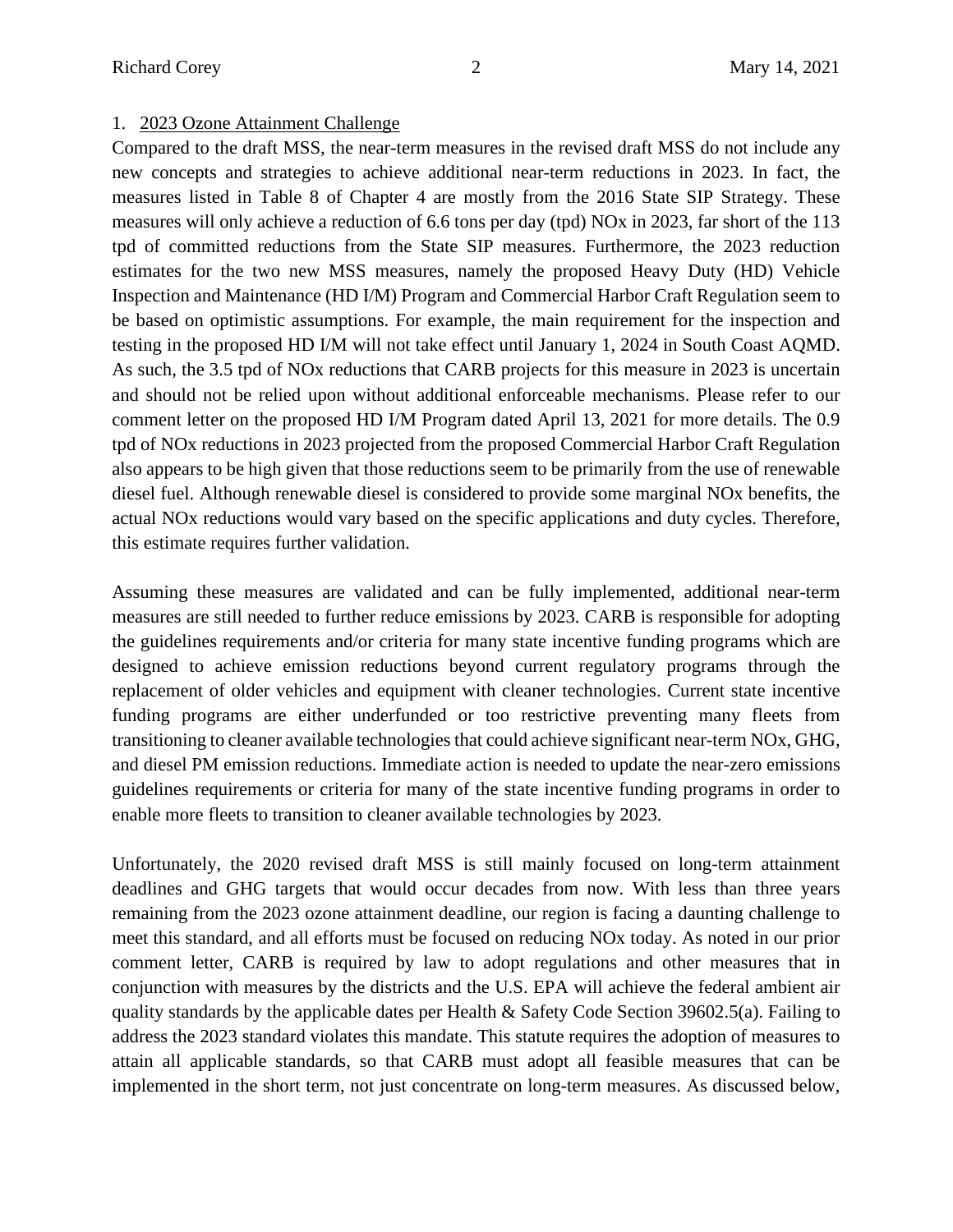1. <u>2023 Ozone Attainment Challenge</u>

Compared to the draft MSS, the near-term measures in the revised draft MSS do not include any new concepts and strategies to achieve additional near-term reductions in 2023. In fact, the measures listed in Table 8 of Chapter 4 are mostly from the 2016 State SIP Strategy. These measures will only achieve a reduction of 6.6 tons per day (tpd) NOx in 2023, far short of the 113 tpd of committed reductions from the State SIP measures. Furthermore, the 2023 reduction estimates for the two new MSS measures, namely the proposed Heavy Duty (HD) Vehicle Inspection and Maintenance (HD I/M) Program and Commercial Harbor Craft Regulation seem to be based on optimistic assumptions. For example, the main requirement for the inspection and testing in the proposed HD I/M will not take effect until January 1, 2024 in South Coast AQMD. As such, the 3.5 tpd of NOx reductions that CARB projects for this measure in 2023 is uncertain and should not be relied upon without additional enforceable mechanisms. Please refer to our comment letter on the proposed HD I/M Program dated April 13, 2021 for more details. The 0.9 tpd of NOx reductions in 2023 projected from the proposed Commercial Harbor Craft Regulation also appears to be high given that those reductions seem to be primarily from the use of renewable diesel fuel. Although renewable diesel is considered to provide some marginal NOx benefits, the actual NOx reductions would vary based on the specific applications and duty cycles. Therefore, this estimate requires further validation.

Assuming these measures are validated and can be fully implemented, additional near-term measures are still needed to further reduce emissions by 2023. CARB is responsible for adopting the guidelines requirements and/or criteria for many state incentive funding programs which are designed to achieve emission reductions beyond current regulatory programs through the replacement of older vehicles and equipment with cleaner technologies. Current state incentive funding programs are either underfunded or too restrictive preventing many fleets from transitioning to cleaner available technologies that could achieve significant near-term NOx, GHG, and diesel PM emission reductions. Immediate action is needed to update the near-zero emissions guidelines requirements or criteria for many of the state incentive funding programs in order to enable more fleets to transition to cleaner available technologies by 2023.

Unfortunately, the 2020 revised draft MSS is still mainly focused on long-term attainment deadlines and GHG targets that would occur decades from now. With less than three years remaining from the 2023 ozone attainment deadline, our region is facing a daunting challenge to meet this standard, and all efforts must be focused on reducing NOx today. As noted in our prior comment letter, CARB is required by law to adopt regulations and other measures that in conjunction with measures by the districts and the U.S. EPA will achieve the federal ambient air quality standards by the applicable dates per Health & Safety Code Section 39602.5(a). Failing to address the 2023 standard violates this mandate. This statute requires the adoption of measures to attain all applicable standards, so that CARB must adopt all feasible measures that can be implemented in the short term, not just concentrate on long-term measures. As discussed below,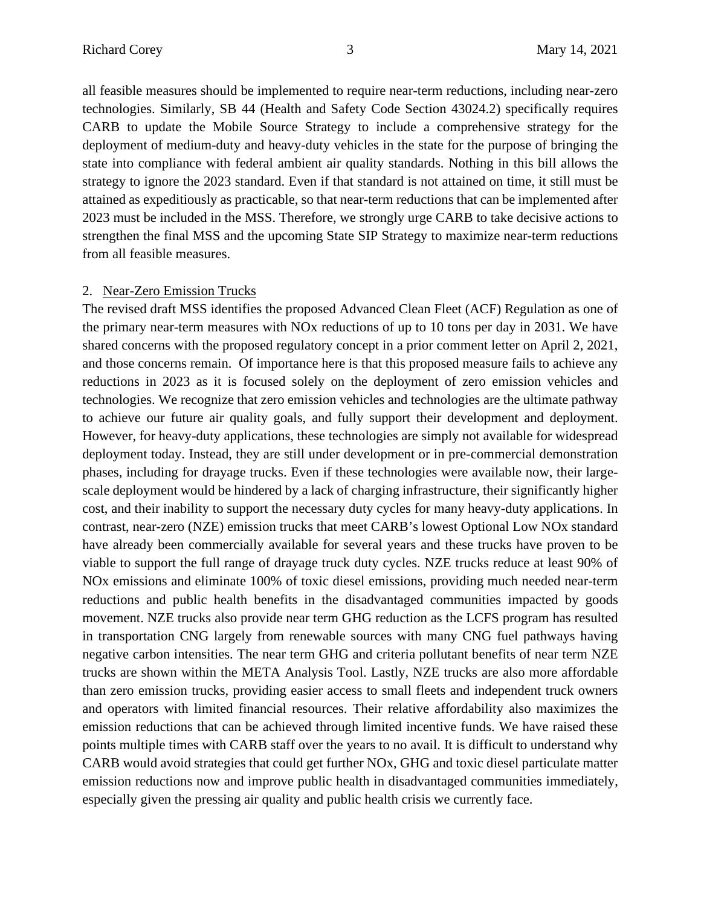all feasible measures should be implemented to require near-term reductions, including near-zero technologies. Similarly, SB 44 (Health and Safety Code Section 43024.2) specifically requires CARB to update the Mobile Source Strategy to include a comprehensive strategy for the deployment of medium-duty and heavy-duty vehicles in the state for the purpose of bringing the state into compliance with federal ambient air quality standards. Nothing in this bill allows the strategy to ignore the 2023 standard. Even if that standard is not attained on time, it still must be attained as expeditiously as practicable, so that near-term reductions that can be implemented after 2023 must be included in the MSS. Therefore, we strongly urge CARB to take decisive actions to strengthen the final MSS and the upcoming State SIP Strategy to maximize near-term reductions from all feasible measures.

2. Near-Zero Emission Trucks

The revised draft MSS identifies the proposed Advanced Clean Fleet (ACF) Regulation as one of the primary near-term measures with NOx reductions of up to 10 tons per day in 2031. We have shared concerns with the proposed regulatory concept in a prior comment letter on April 2, 2021, and those concerns remain. Of importance here is that this proposed measure fails to achieve any reductions in 2023 as it is focused solely on the deployment of zero emission vehicles and technologies. We recognize that zero emission vehicles and technologies are the ultimate pathway to achieve our future air quality goals, and fully support their development and deployment. However, for heavy-duty applications, these technologies are simply not available for widespread deployment today. Instead, they are still under development or in pre-commercial demonstration phases, including for drayage trucks. Even if these technologies were available now, their large-scale deployment would be hindered by a lack of charging infrastructure, their significantly higher cost, and their inability to support the necessary duty cycles for many heavy-duty applications. In contrast, near-zero (NZE) emission trucks that meet CARB's lowest Optional Low NOx standard have already been commercially available for several years and these trucks have proven to be viable to support the full range of drayage truck duty cycles. NZE trucks reduce at least 90% of NOx emissions and eliminate 100% of toxic diesel emissions, providing much needed near-term reductions and public health benefits in the disadvantaged communities impacted by goods movement. NZE trucks also provide near term GHG reduction as the LCFS program has resulted in transportation CNG largely from renewable sources with many CNG fuel pathways having negative carbon intensities. The near term GHG and criteria pollutant benefits of near term NZE trucks are shown within the META Analysis Tool. Lastly, NZE trucks are also more affordable than zero emission trucks, providing easier access to small fleets and independent truck owners and operators with limited financial resources. Their relative affordability also maximizes the emission reductions that can be achieved through limited incentive funds. We have raised these points multiple times with CARB staff over the years to no avail. It is difficult to understand why CARB would avoid strategies that could get further NOx, GHG and toxic diesel particulate matter emission reductions now and improve public health in disadvantaged communities immediately, especially given the pressing air quality and public health crisis we currently face.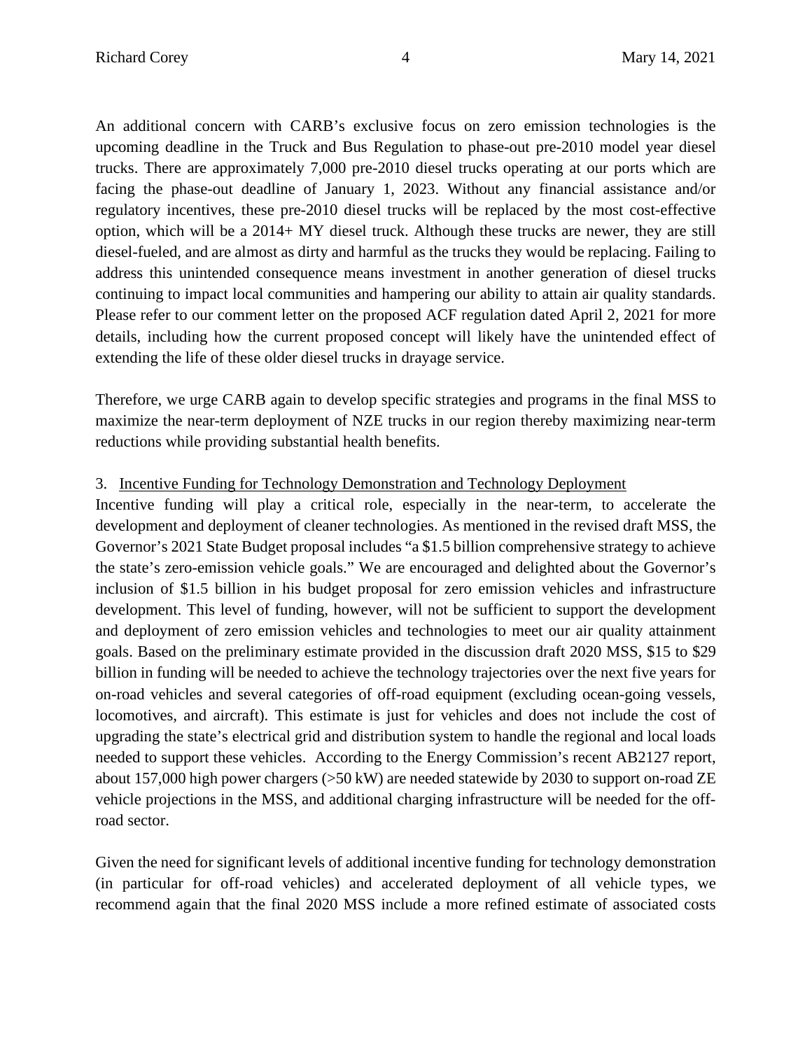An additional concern with CARB's exclusive focus on zero emission technologies is the upcoming deadline in the Truck and Bus Regulation to phase-out pre-2010 model year diesel trucks. There are approximately 7,000 pre-2010 diesel trucks operating at our ports which are facing the phase-out deadline of January 1, 2023. Without any financial assistance and/or regulatory incentives, these pre-2010 diesel trucks will be replaced by the most cost-effective option, which will be a 2014+ MY diesel truck. Although these trucks are newer, they are still diesel-fueled, and are almost as dirty and harmful as the trucks they would be replacing. Failing to address this unintended consequence means investment in another generation of diesel trucks continuing to impact local communities and hampering our ability to attain air quality standards. Please refer to our comment letter on the proposed ACF regulation dated April 2, 2021 for more details, including how the current proposed concept will likely have the unintended effect of extending the life of these older diesel trucks in drayage service.

Therefore, we urge CARB again to develop specific strategies and programs in the final MSS to maximize the near-term deployment of NZE trucks in our region thereby maximizing near-term reductions while providing substantial health benefits.

3. <u>Incentive Funding for Technology Demonstration and Technology Deployment</u>

Incentive funding will play a critical role, especially in the near-term, to accelerate the development and deployment of cleaner technologies. As mentioned in the revised draft MSS, the Governor's 2021 State Budget proposal includes "a $1.5 billion comprehensive strategy to achieve the state's zero-emission vehicle goals." We are encouraged and delighted about the Governor's inclusion of $1.5 billion in his budget proposal for zero emission vehicles and infrastructure development. This level of funding, however, will not be sufficient to support the development and deployment of zero emission vehicles and technologies to meet our air quality attainment goals. Based on the preliminary estimate provided in the discussion draft 2020 MSS, $15 to $29 billion in funding will be needed to achieve the technology trajectories over the next five years for on-road vehicles and several categories of off-road equipment (excluding ocean-going vessels, locomotives, and aircraft). This estimate is just for vehicles and does not include the cost of upgrading the state's electrical grid and distribution system to handle the regional and local loads needed to support these vehicles. According to the Energy Commission's recent AB2127 report, about 157,000 high power chargers (>50 kW) are needed statewide by 2030 to support on-road ZE vehicle projections in the MSS, and additional charging infrastructure will be needed for the off-road sector.

Given the need for significant levels of additional incentive funding for technology demonstration (in particular for off-road vehicles) and accelerated deployment of all vehicle types, we recommend again that the final 2020 MSS include a more refined estimate of associated costs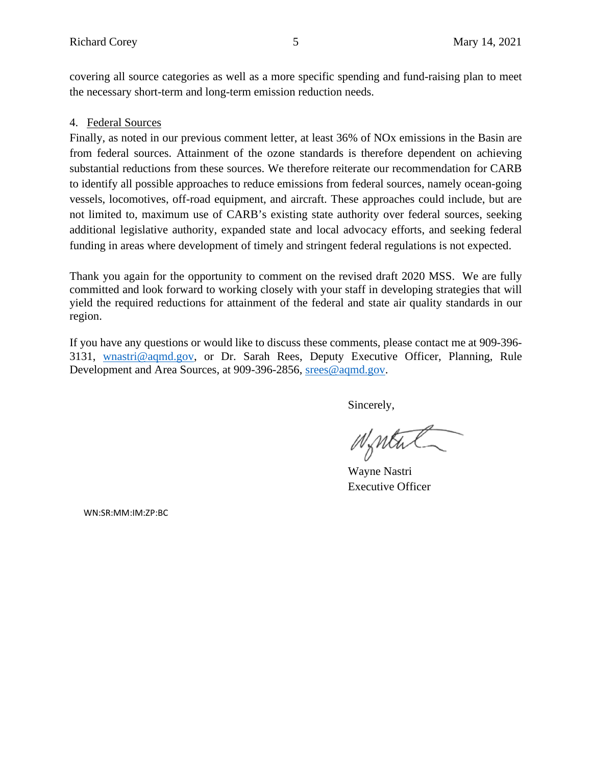covering all source categories as well as a more specific spending and fund-raising plan to meet the necessary short-term and long-term emission reduction needs.

4. Federal Sources

Finally, as noted in our previous comment letter, at least 36% of NOx emissions in the Basin are from federal sources. Attainment of the ozone standards is therefore dependent on achieving substantial reductions from these sources. We therefore reiterate our recommendation for CARB to identify all possible approaches to reduce emissions from federal sources, namely ocean-going vessels, locomotives, off-road equipment, and aircraft. These approaches could include, but are not limited to, maximum use of CARB's existing state authority over federal sources, seeking additional legislative authority, expanded state and local advocacy efforts, and seeking federal funding in areas where development of timely and stringent federal regulations is not expected.

Thank you again for the opportunity to comment on the revised draft 2020 MSS. We are fully committed and look forward to working closely with your staff in developing strategies that will yield the required reductions for attainment of the federal and state air quality standards in our region.

If you have any questions or would like to discuss these comments, please contact me at 909-396-3131, wnastri@aqmd.gov, or Dr. Sarah Rees, Deputy Executive Officer, Planning, Rule Development and Area Sources, at 909-396-2856, srees@aqmd.gov.

Sincerely,

Wayne Nastri
Executive Officer

WN:SR:MM:IM:ZP:BC